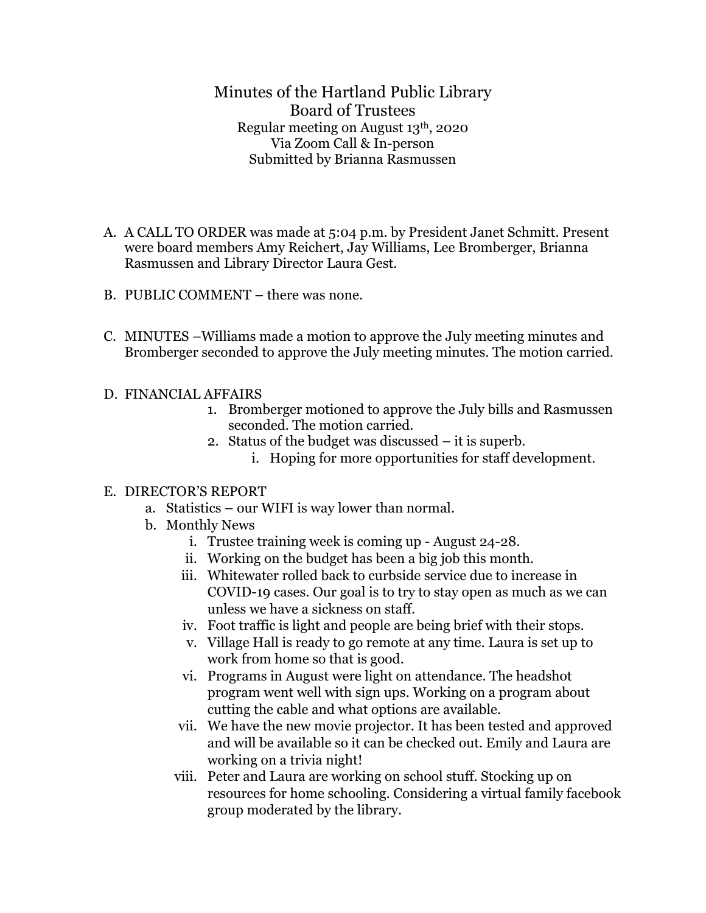# Minutes of the Hartland Public Library Board of Trustees

Regular meeting on August 13th, 2020
Via Zoom Call & In-person
Submitted by Brianna Rasmussen

A. A CALL TO ORDER was made at 5:04 p.m. by President Janet Schmitt. Present were board members Amy Reichert, Jay Williams, Lee Bromberger, Brianna Rasmussen and Library Director Laura Gest.

B. PUBLIC COMMENT – there was none.

C. MINUTES –Williams made a motion to approve the July meeting minutes and Bromberger seconded to approve the July meeting minutes. The motion carried.

D. FINANCIAL AFFAIRS
   1. Bromberger motioned to approve the July bills and Rasmussen seconded. The motion carried.
   2. Status of the budget was discussed – it is superb.
      i. Hoping for more opportunities for staff development.

E. DIRECTOR'S REPORT
   a. Statistics – our WIFI is way lower than normal.
   b. Monthly News
      i. Trustee training week is coming up - August 24-28.
      ii. Working on the budget has been a big job this month.
      iii. Whitewater rolled back to curbside service due to increase in COVID-19 cases. Our goal is to try to stay open as much as we can unless we have a sickness on staff.
      iv. Foot traffic is light and people are being brief with their stops.
      v. Village Hall is ready to go remote at any time. Laura is set up to work from home so that is good.
      vi. Programs in August were light on attendance. The headshot program went well with sign ups. Working on a program about cutting the cable and what options are available.
      vii. We have the new movie projector. It has been tested and approved and will be available so it can be checked out. Emily and Laura are working on a trivia night!
      viii. Peter and Laura are working on school stuff. Stocking up on resources for home schooling. Considering a virtual family facebook group moderated by the library.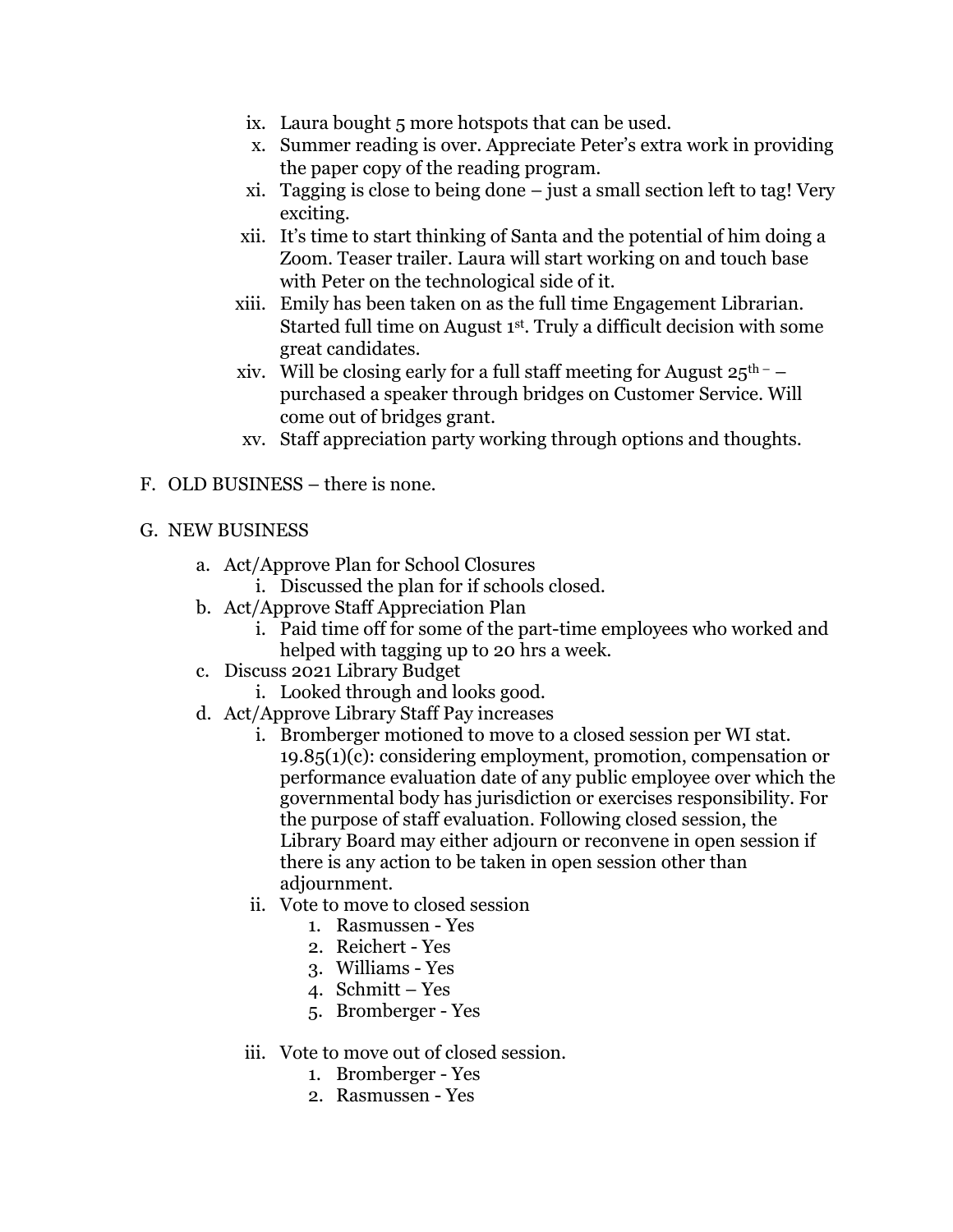ix. Laura bought 5 more hotspots that can be used.
x. Summer reading is over. Appreciate Peter's extra work in providing the paper copy of the reading program.
xi. Tagging is close to being done – just a small section left to tag! Very exciting.
xii. It's time to start thinking of Santa and the potential of him doing a Zoom. Teaser trailer. Laura will start working on and touch base with Peter on the technological side of it.
xiii. Emily has been taken on as the full time Engagement Librarian. Started full time on August 1st. Truly a difficult decision with some great candidates.
xiv. Will be closing early for a full staff meeting for August 25th – – purchased a speaker through bridges on Customer Service. Will come out of bridges grant.
xv. Staff appreciation party working through options and thoughts.

F. OLD BUSINESS – there is none.

G. NEW BUSINESS

a. Act/Approve Plan for School Closures
    i. Discussed the plan for if schools closed.
b. Act/Approve Staff Appreciation Plan
    i. Paid time off for some of the part-time employees who worked and helped with tagging up to 20 hrs a week.
c. Discuss 2021 Library Budget
    i. Looked through and looks good.
d. Act/Approve Library Staff Pay increases
    i. Bromberger motioned to move to a closed session per WI stat. 19.85(1)(c): considering employment, promotion, compensation or performance evaluation date of any public employee over which the governmental body has jurisdiction or exercises responsibility. For the purpose of staff evaluation. Following closed session, the Library Board may either adjourn or reconvene in open session if there is any action to be taken in open session other than adjournment.
    ii. Vote to move to closed session
        1. Rasmussen - Yes
        2. Reichert - Yes
        3. Williams - Yes
        4. Schmitt – Yes
        5. Bromberger - Yes
    iii. Vote to move out of closed session.
        1. Bromberger - Yes
        2. Rasmussen - Yes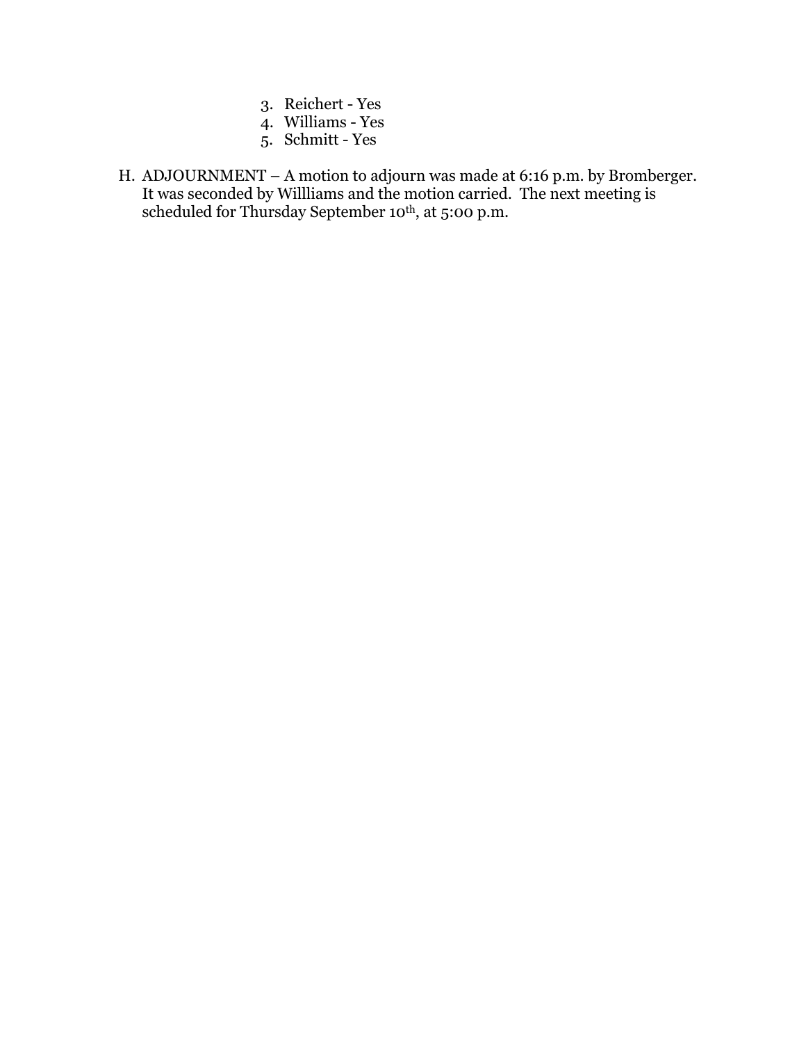3. Reichert - Yes
4. Williams - Yes
5. Schmitt - Yes

H. ADJOURNMENT – A motion to adjourn was made at 6:16 p.m. by Bromberger. It was seconded by Willliams and the motion carried. The next meeting is scheduled for Thursday September 10th, at 5:00 p.m.